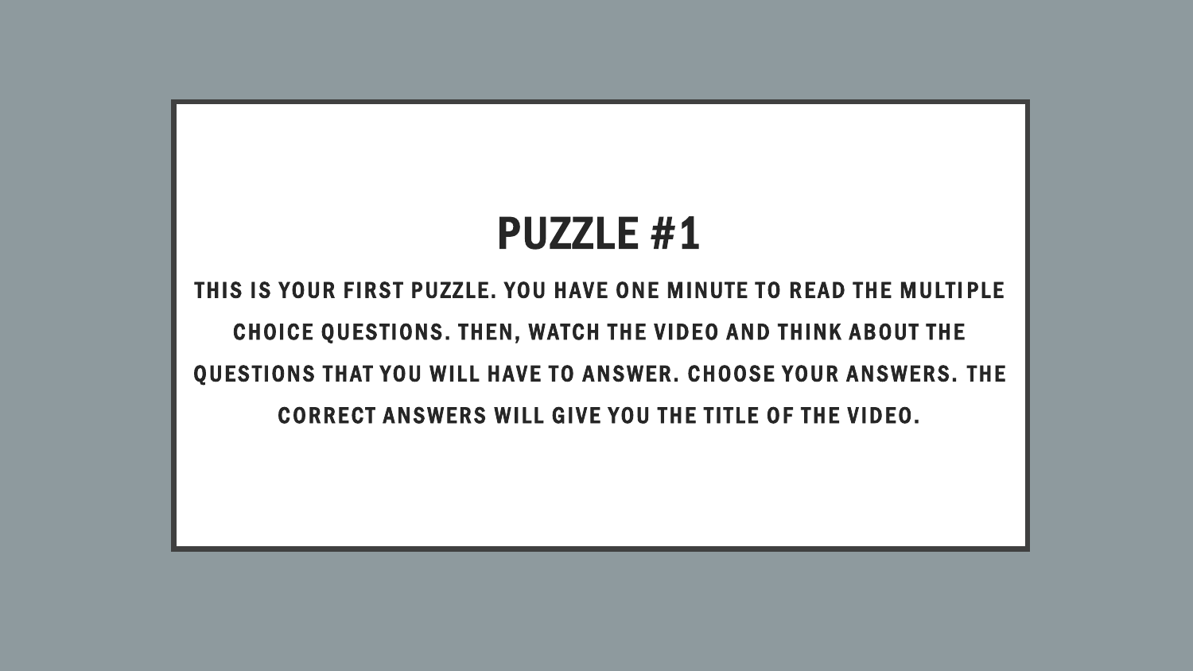# PUZZLE #1

THIS IS YOUR FIRST PUZZLE. YOU HAVE ONE MINUTE TO READ THE MULTIPLE CHOICE QUESTIONS. THEN, WATCH THE VIDEO AND THINK ABOUT THE QUESTIONS THAT YOU WILL HAVE TO ANSWER. CHOOSE YOUR ANSWERS. THE CORRECT ANSWERS WILL GIVE YOU THE TITLE OF THE VIDEO.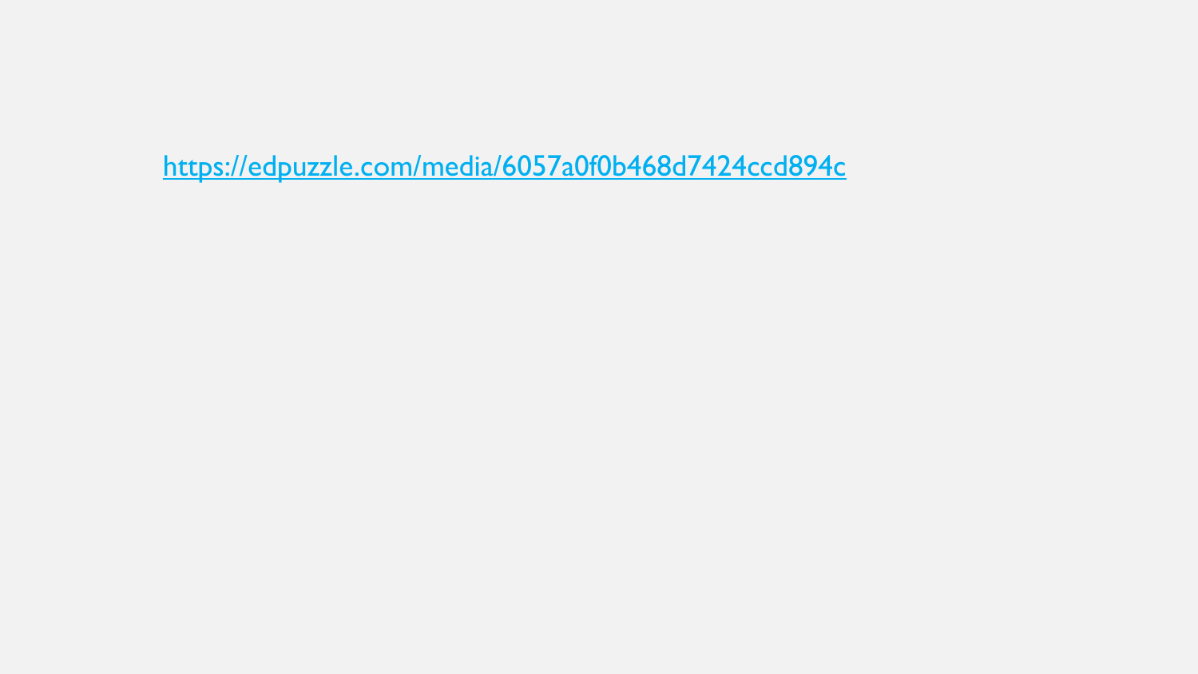https://edpuzzle.com/media/6057a0f0b468d7424ccd894c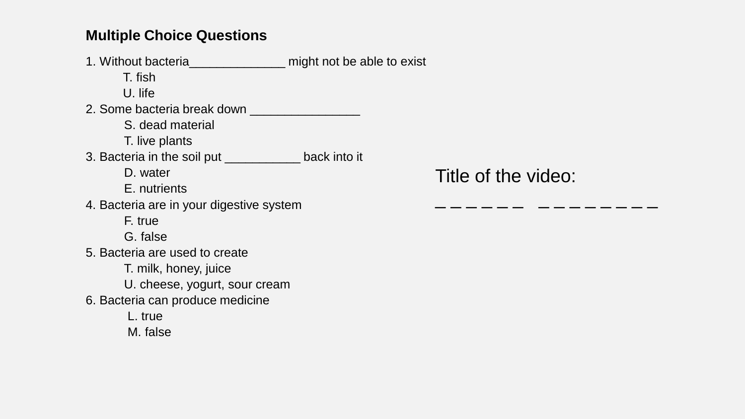## Multiple Choice Questions

1. Without bacteria______________ might not be able to exist
   - T. fish
   - U. life
2. Some bacteria break down ________________
   - S. dead material
   - T. live plants
3. Bacteria in the soil put ___________ back into it
   - D. water
   - E. nutrients
4. Bacteria are in your digestive system
   - F. true
   - G. false
5. Bacteria are used to create
   - T. milk, honey, juice
   - U. cheese, yogurt, sour cream
6. Bacteria can produce medicine
   - L. true
   - M. false

Title of the video:

_ _ _ _ _ _   _ _ _ _ _ _ _ _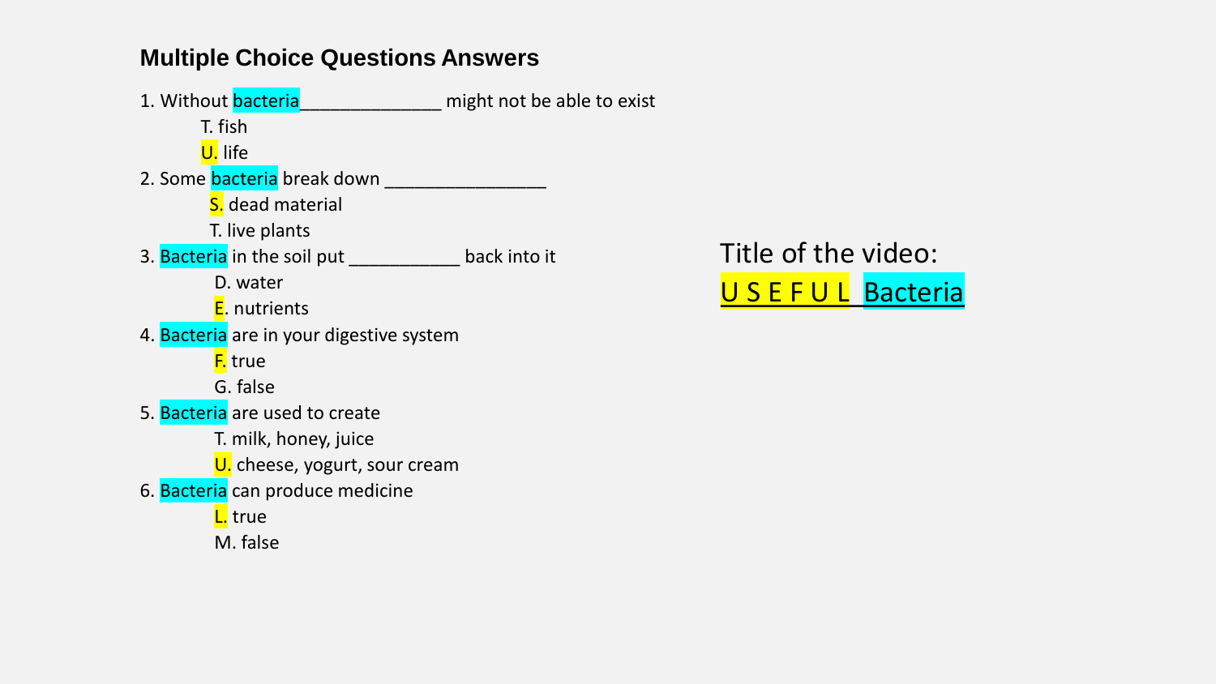## Multiple Choice Questions Answers

1. Without bacteria______________ might not be able to exist
   - T. fish
   - U. life
2. Some bacteria break down ________________
   - S. dead material
   - T. live plants
3. Bacteria in the soil put ___________ back into it
   - D. water
   - E. nutrients
4. Bacteria are in your digestive system
   - F. true
   - G. false
5. Bacteria are used to create
   - T. milk, honey, juice
   - U. cheese, yogurt, sour cream
6. Bacteria can produce medicine
   - L. true
   - M. false

Title of the video:

U S E F U L Bacteria